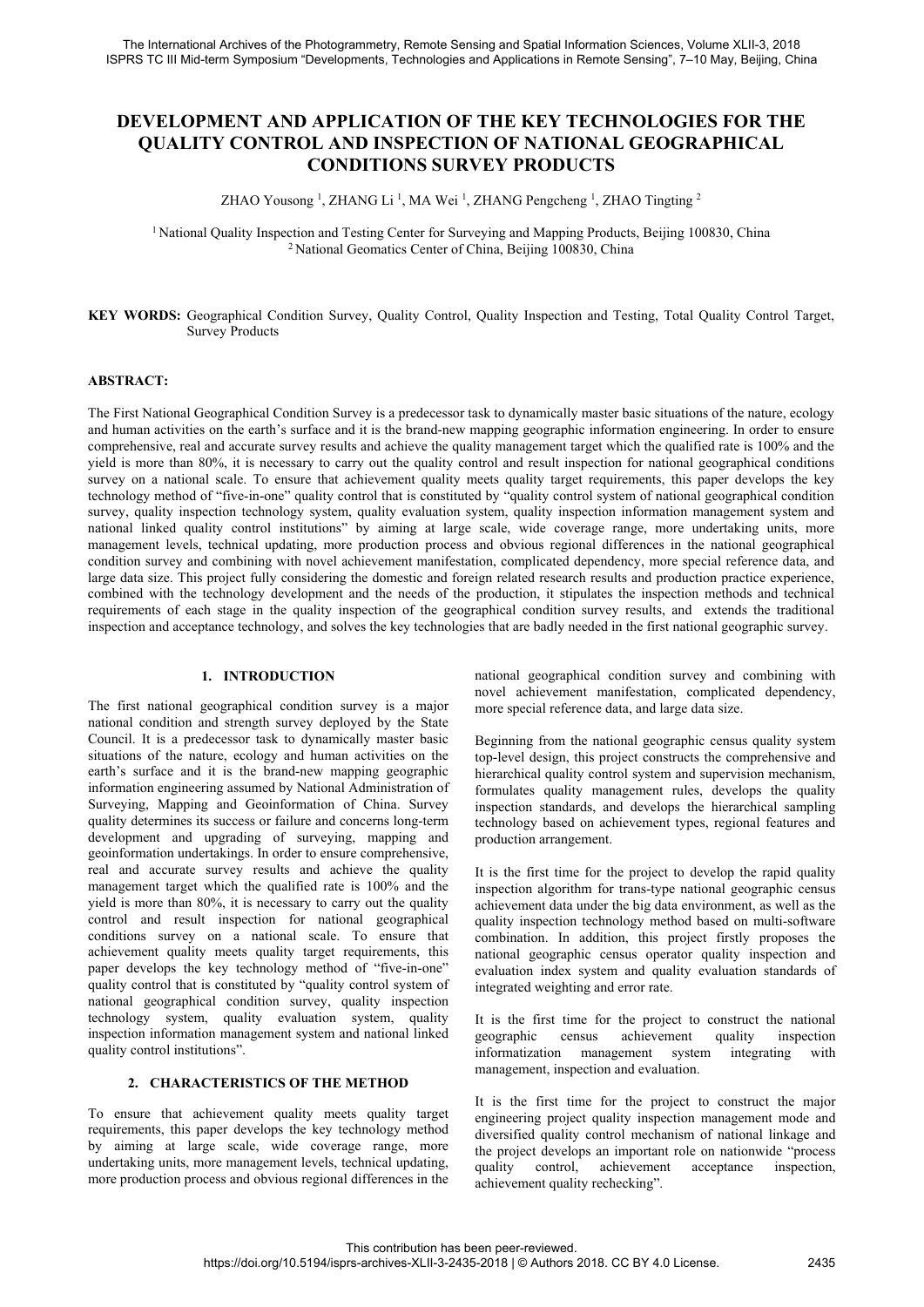# DEVELOPMENT AND APPLICATION OF THE KEY TECHNOLOGIES FOR THE QUALITY CONTROL AND INSPECTION OF NATIONAL GEOGRAPHICAL CONDITIONS SURVEY PRODUCTS

ZHAO Yousong [1], ZHANG Li [1], MA Wei [1], ZHANG Pengcheng [1], ZHAO Tingting [2]

[1] National Quality Inspection and Testing Center for Surveying and Mapping Products, Beijing 100830, China
[2] National Geomatics Center of China, Beijing 100830, China

**KEY WORDS:** Geographical Condition Survey, Quality Control, Quality Inspection and Testing, Total Quality Control Target, Survey Products

**ABSTRACT:**

The First National Geographical Condition Survey is a predecessor task to dynamically master basic situations of the nature, ecology and human activities on the earth's surface and it is the brand-new mapping geographic information engineering. In order to ensure comprehensive, real and accurate survey results and achieve the quality management target which the qualified rate is 100% and the yield is more than 80%, it is necessary to carry out the quality control and result inspection for national geographical conditions survey on a national scale. To ensure that achievement quality meets quality target requirements, this paper develops the key technology method of "five-in-one" quality control that is constituted by "quality control system of national geographical condition survey, quality inspection technology system, quality evaluation system, quality inspection information management system and national linked quality control institutions" by aiming at large scale, wide coverage range, more undertaking units, more management levels, technical updating, more production process and obvious regional differences in the national geographical condition survey and combining with novel achievement manifestation, complicated dependency, more special reference data, and large data size. This project fully considering the domestic and foreign related research results and production practice experience, combined with the technology development and the needs of the production, it stipulates the inspection methods and technical requirements of each stage in the quality inspection of the geographical condition survey results, and extends the traditional inspection and acceptance technology, and solves the key technologies that are badly needed in the first national geographic survey.

## 1. INTRODUCTION

The first national geographical condition survey is a major national condition and strength survey deployed by the State Council. It is a predecessor task to dynamically master basic situations of the nature, ecology and human activities on the earth's surface and it is the brand-new mapping geographic information engineering assumed by National Administration of Surveying, Mapping and Geoinformation of China. Survey quality determines its success or failure and concerns long-term development and upgrading of surveying, mapping and geoinformation undertakings. In order to ensure comprehensive, real and accurate survey results and achieve the quality management target which the qualified rate is 100% and the yield is more than 80%, it is necessary to carry out the quality control and result inspection for national geographical conditions survey on a national scale. To ensure that achievement quality meets quality target requirements, this paper develops the key technology method of "five-in-one" quality control that is constituted by "quality control system of national geographical condition survey, quality inspection technology system, quality evaluation system, quality inspection information management system and national linked quality control institutions".

## 2. CHARACTERISTICS OF THE METHOD

To ensure that achievement quality meets quality target requirements, this paper develops the key technology method by aiming at large scale, wide coverage range, more undertaking units, more management levels, technical updating, more production process and obvious regional differences in the national geographical condition survey and combining with novel achievement manifestation, complicated dependency, more special reference data, and large data size.

Beginning from the national geographic census quality system top-level design, this project constructs the comprehensive and hierarchical quality control system and supervision mechanism, formulates quality management rules, develops the quality inspection standards, and develops the hierarchical sampling technology based on achievement types, regional features and production arrangement.

It is the first time for the project to develop the rapid quality inspection algorithm for trans-type national geographic census achievement data under the big data environment, as well as the quality inspection technology method based on multi-software combination. In addition, this project firstly proposes the national geographic census operator quality inspection and evaluation index system and quality evaluation standards of integrated weighting and error rate.

It is the first time for the project to construct the national geographic census achievement quality inspection informatization management system integrating with management, inspection and evaluation.

It is the first time for the project to construct the major engineering project quality inspection management mode and diversified quality control mechanism of national linkage and the project develops an important role on nationwide "process quality control, achievement acceptance inspection, achievement quality rechecking".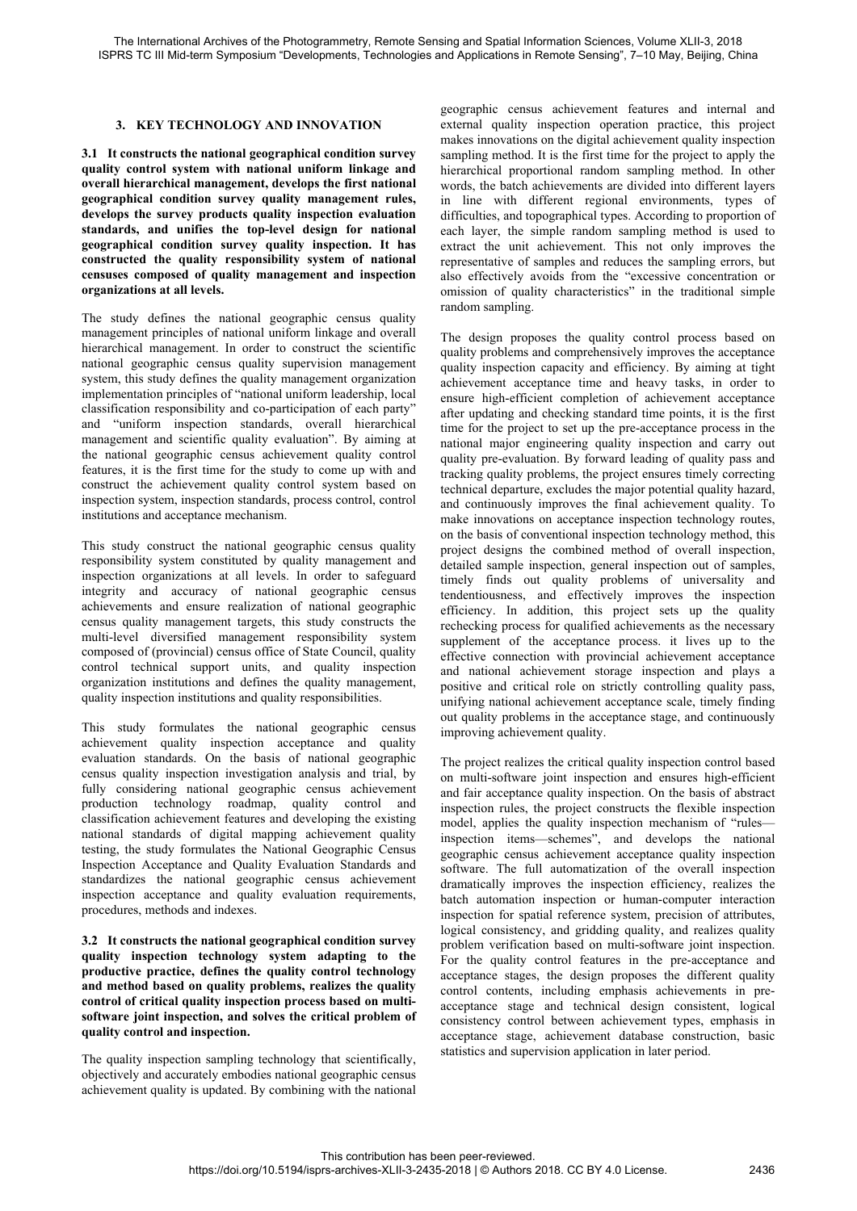## 3. KEY TECHNOLOGY AND INNOVATION

**3.1 It constructs the national geographical condition survey quality control system with national uniform linkage and overall hierarchical management, develops the first national geographical condition survey quality management rules, develops the survey products quality inspection evaluation standards, and unifies the top-level design for national geographical condition survey quality inspection. It has constructed the quality responsibility system of national censuses composed of quality management and inspection organizations at all levels.**

The study defines the national geographic census quality management principles of national uniform linkage and overall hierarchical management. In order to construct the scientific national geographic census quality supervision management system, this study defines the quality management organization implementation principles of "national uniform leadership, local classification responsibility and co-participation of each party" and "uniform inspection standards, overall hierarchical management and scientific quality evaluation". By aiming at the national geographic census achievement quality control features, it is the first time for the study to come up with and construct the achievement quality control system based on inspection system, inspection standards, process control, control institutions and acceptance mechanism.

This study construct the national geographic census quality responsibility system constituted by quality management and inspection organizations at all levels. In order to safeguard integrity and accuracy of national geographic census achievements and ensure realization of national geographic census quality management targets, this study constructs the multi-level diversified management responsibility system composed of (provincial) census office of State Council, quality control technical support units, and quality inspection organization institutions and defines the quality management, quality inspection institutions and quality responsibilities.

This study formulates the national geographic census achievement quality inspection acceptance and quality evaluation standards. On the basis of national geographic census quality inspection investigation analysis and trial, by fully considering national geographic census achievement production technology roadmap, quality control and classification achievement features and developing the existing national standards of digital mapping achievement quality testing, the study formulates the National Geographic Census Inspection Acceptance and Quality Evaluation Standards and standardizes the national geographic census achievement inspection acceptance and quality evaluation requirements, procedures, methods and indexes.

**3.2 It constructs the national geographical condition survey quality inspection technology system adapting to the productive practice, defines the quality control technology and method based on quality problems, realizes the quality control of critical quality inspection process based on multi-software joint inspection, and solves the critical problem of quality control and inspection.**

The quality inspection sampling technology that scientifically, objectively and accurately embodies national geographic census achievement quality is updated. By combining with the national geographic census achievement features and internal and external quality inspection operation practice, this project makes innovations on the digital achievement quality inspection sampling method. It is the first time for the project to apply the hierarchical proportional random sampling method. In other words, the batch achievements are divided into different layers in line with different regional environments, types of difficulties, and topographical types. According to proportion of each layer, the simple random sampling method is used to extract the unit achievement. This not only improves the representative of samples and reduces the sampling errors, but also effectively avoids from the "excessive concentration or omission of quality characteristics" in the traditional simple random sampling.

The design proposes the quality control process based on quality problems and comprehensively improves the acceptance quality inspection capacity and efficiency. By aiming at tight achievement acceptance time and heavy tasks, in order to ensure high-efficient completion of achievement acceptance after updating and checking standard time points, it is the first time for the project to set up the pre-acceptance process in the national major engineering quality inspection and carry out quality pre-evaluation. By forward leading of quality pass and tracking quality problems, the project ensures timely correcting technical departure, excludes the major potential quality hazard, and continuously improves the final achievement quality. To make innovations on acceptance inspection technology routes, on the basis of conventional inspection technology method, this project designs the combined method of overall inspection, detailed sample inspection, general inspection out of samples, timely finds out quality problems of universality and tendentiousness, and effectively improves the inspection efficiency. In addition, this project sets up the quality rechecking process for qualified achievements as the necessary supplement of the acceptance process. it lives up to the effective connection with provincial achievement acceptance and national achievement storage inspection and plays a positive and critical role on strictly controlling quality pass, unifying national achievement acceptance scale, timely finding out quality problems in the acceptance stage, and continuously improving achievement quality.

The project realizes the critical quality inspection control based on multi-software joint inspection and ensures high-efficient and fair acceptance quality inspection. On the basis of abstract inspection rules, the project constructs the flexible inspection model, applies the quality inspection mechanism of "rules—inspection items—schemes", and develops the national geographic census achievement acceptance quality inspection software. The full automatization of the overall inspection dramatically improves the inspection efficiency, realizes the batch automation inspection or human-computer interaction inspection for spatial reference system, precision of attributes, logical consistency, and gridding quality, and realizes quality problem verification based on multi-software joint inspection. For the quality control features in the pre-acceptance and acceptance stages, the design proposes the different quality control contents, including emphasis achievements in pre-acceptance stage and technical design consistent, logical consistency control between achievement types, emphasis in acceptance stage, achievement database construction, basic statistics and supervision application in later period.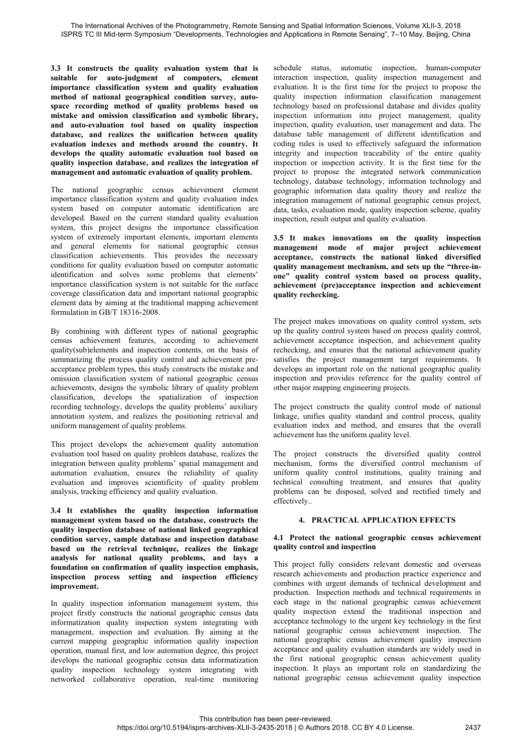**3.3 It constructs the quality evaluation system that is suitable for auto-judgment of computers, element importance classification system and quality evaluation method of national geographical condition survey, auto-space recording method of quality problems based on mistake and omission classification and symbolic library, and auto-evaluation tool based on quality inspection database, and realizes the unification between quality evaluation indexes and methods around the country. It develops the quality automatic evaluation tool based on quality inspection database, and realizes the integration of management and automatic evaluation of quality problem.**

The national geographic census achievement element importance classification system and quality evaluation index system based on computer automatic identification are developed. Based on the current standard quality evaluation system, this project designs the importance classification system of extremely important elements, important elements and general elements for national geographic census classification achievements. This provides the necessary conditions for quality evaluation based on computer automatic identification and solves some problems that elements' importance classification system is not suitable for the surface coverage classification data and important national geographic element data by aiming at the traditional mapping achievement formulation in GB/T 18316-2008.

By combining with different types of national geographic census achievement features, according to achievement quality(sub)elements and inspection contents, on the basis of summarizing the process quality control and achievement pre-acceptance problem types, this study constructs the mistake and omission classification system of national geographic census achievements, designs the symbolic library of quality problem classification, develops the spatialization of inspection recording technology, develops the quality problems' auxiliary annotation system, and realizes the positioning retrieval and uniform management of quality problems.

This project develops the achievement quality automation evaluation tool based on quality problem database, realizes the integration between quality problems' spatial management and automation evaluation, ensures the reliability of quality evaluation and improves scientificity of quality problem analysis, tracking efficiency and quality evaluation.

**3.4 It establishes the quality inspection information management system based on the database, constructs the quality inspection database of national linked geographical condition survey, sample database and inspection database based on the retrieval technique, realizes the linkage analysis for national quality problems, and lays a foundation on confirmation of quality inspection emphasis, inspection process setting and inspection efficiency improvement.**

In quality inspection information management system, this project firstly constructs the national geographic census data informatization quality inspection system integrating with management, inspection and evaluation. By aiming at the current mapping geographic information quality inspection operation, manual first, and low automation degree, this project develops the national geographic census data informatization quality inspection technology system integrating with networked collaborative operation, real-time monitoring schedule status, automatic inspection, human-computer interaction inspection, quality inspection management and evaluation. It is the first time for the project to propose the quality inspection information classification management technology based on professional database and divides quality inspection information into project management, quality inspection, quality evaluation, user management and data. The database table management of different identification and coding rules is used to effectively safeguard the information integrity and inspection traceability of the entire quality inspection or inspection activity. It is the first time for the project to propose the integrated network communication technology, database technology, information technology and geographic information data quality theory and realize the integration management of national geographic census project, data, tasks, evaluation mode, quality inspection scheme, quality inspection, result output and quality evaluation.

**3.5 It makes innovations on the quality inspection management mode of major project achievement acceptance, constructs the national linked diversified quality management mechanism, and sets up the "three-in-one" quality control system based on process quality, achievement (pre)acceptance inspection and achievement quality rechecking.**

The project makes innovations on quality control system, sets up the quality control system based on process quality control, achievement acceptance inspection, and achievement quality rechecking, and ensures that the national achievement quality satisfies the project management target requirements. It develops an important role on the national geographic quality inspection and provides reference for the quality control of other major mapping engineering projects.

The project constructs the quality control mode of national linkage, unifies quality standard and control process, quality evaluation index and method, and ensures that the overall achievement has the uniform quality level.

The project constructs the diversified quality control mechanism, forms the diversified control mechanism of uniform quality control institutions, quality training and technical consulting treatment, and ensures that quality problems can be disposed, solved and rectified timely and effectively..

## 4. PRACTICAL APPLICATION EFFECTS

### 4.1 Protect the national geographic census achievement quality control and inspection

This project fully considers relevant domestic and overseas research achievements and production practice experience and combines with urgent demands of technical development and production. Inspection methods and technical requirements in each stage in the national geographic census achievement quality inspection extend the traditional inspection and acceptance technology to the urgent key technology in the first national geographic census achievement inspection. The national geographic census achievement quality inspection acceptance and quality evaluation standards are widely used in the first national geographic census achievement quality inspection. It plays an important role on standardizing the national geographic census achievement quality inspection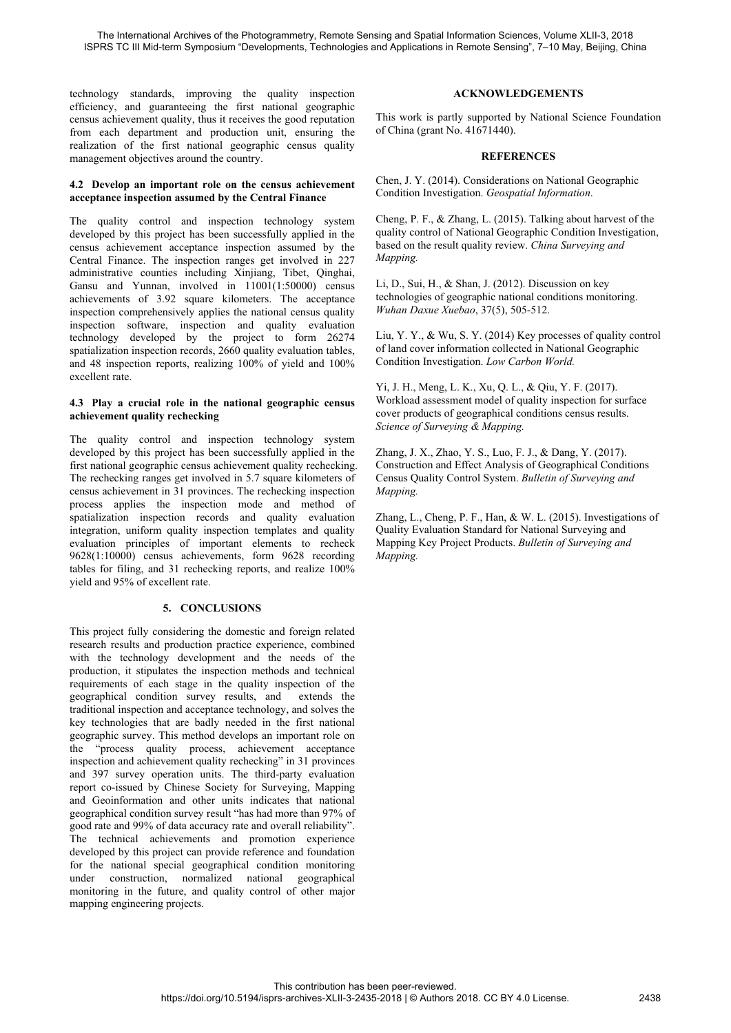technology standards, improving the quality inspection efficiency, and guaranteeing the first national geographic census achievement quality, thus it receives the good reputation from each department and production unit, ensuring the realization of the first national geographic census quality management objectives around the country.

### 4.2 Develop an important role on the census achievement acceptance inspection assumed by the Central Finance

The quality control and inspection technology system developed by this project has been successfully applied in the census achievement acceptance inspection assumed by the Central Finance. The inspection ranges get involved in 227 administrative counties including Xinjiang, Tibet, Qinghai, Gansu and Yunnan, involved in 11001(1:50000) census achievements of 3.92 square kilometers. The acceptance inspection comprehensively applies the national census quality inspection software, inspection and quality evaluation technology developed by the project to form 26274 spatialization inspection records, 2660 quality evaluation tables, and 48 inspection reports, realizing 100% of yield and 100% excellent rate.

### 4.3 Play a crucial role in the national geographic census achievement quality rechecking

The quality control and inspection technology system developed by this project has been successfully applied in the first national geographic census achievement quality rechecking. The rechecking ranges get involved in 5.7 square kilometers of census achievement in 31 provinces. The rechecking inspection process applies the inspection mode and method of spatialization inspection records and quality evaluation integration, uniform quality inspection templates and quality evaluation principles of important elements to recheck 9628(1:10000) census achievements, form 9628 recording tables for filing, and 31 rechecking reports, and realize 100% yield and 95% of excellent rate.

## 5. CONCLUSIONS

This project fully considering the domestic and foreign related research results and production practice experience, combined with the technology development and the needs of the production, it stipulates the inspection methods and technical requirements of each stage in the quality inspection of the geographical condition survey results, and extends the traditional inspection and acceptance technology, and solves the key technologies that are badly needed in the first national geographic survey. This method develops an important role on the "process quality process, achievement acceptance inspection and achievement quality rechecking" in 31 provinces and 397 survey operation units. The third-party evaluation report co-issued by Chinese Society for Surveying, Mapping and Geoinformation and other units indicates that national geographical condition survey result "has had more than 97% of good rate and 99% of data accuracy rate and overall reliability". The technical achievements and promotion experience developed by this project can provide reference and foundation for the national special geographical condition monitoring under construction, normalized national geographical monitoring in the future, and quality control of other major mapping engineering projects.

## ACKNOWLEDGEMENTS

This work is partly supported by National Science Foundation of China (grant No. 41671440).

## REFERENCES

Chen, J. Y. (2014). Considerations on National Geographic Condition Investigation. *Geospatial Information*.

Cheng, P. F., & Zhang, L. (2015). Talking about harvest of the quality control of National Geographic Condition Investigation, based on the result quality review. *China Surveying and Mapping.*

Li, D., Sui, H., & Shan, J. (2012). Discussion on key technologies of geographic national conditions monitoring. *Wuhan Daxue Xuebao*, 37(5), 505-512.

Liu, Y. Y., & Wu, S. Y. (2014) Key processes of quality control of land cover information collected in National Geographic Condition Investigation. *Low Carbon World.*

Yi, J. H., Meng, L. K., Xu, Q. L., & Qiu, Y. F. (2017). Workload assessment model of quality inspection for surface cover products of geographical conditions census results. *Science of Surveying & Mapping.*

Zhang, J. X., Zhao, Y. S., Luo, F. J., & Dang, Y. (2017). Construction and Effect Analysis of Geographical Conditions Census Quality Control System. *Bulletin of Surveying and Mapping.*

Zhang, L., Cheng, P. F., Han, & W. L. (2015). Investigations of Quality Evaluation Standard for National Surveying and Mapping Key Project Products. *Bulletin of Surveying and Mapping.*